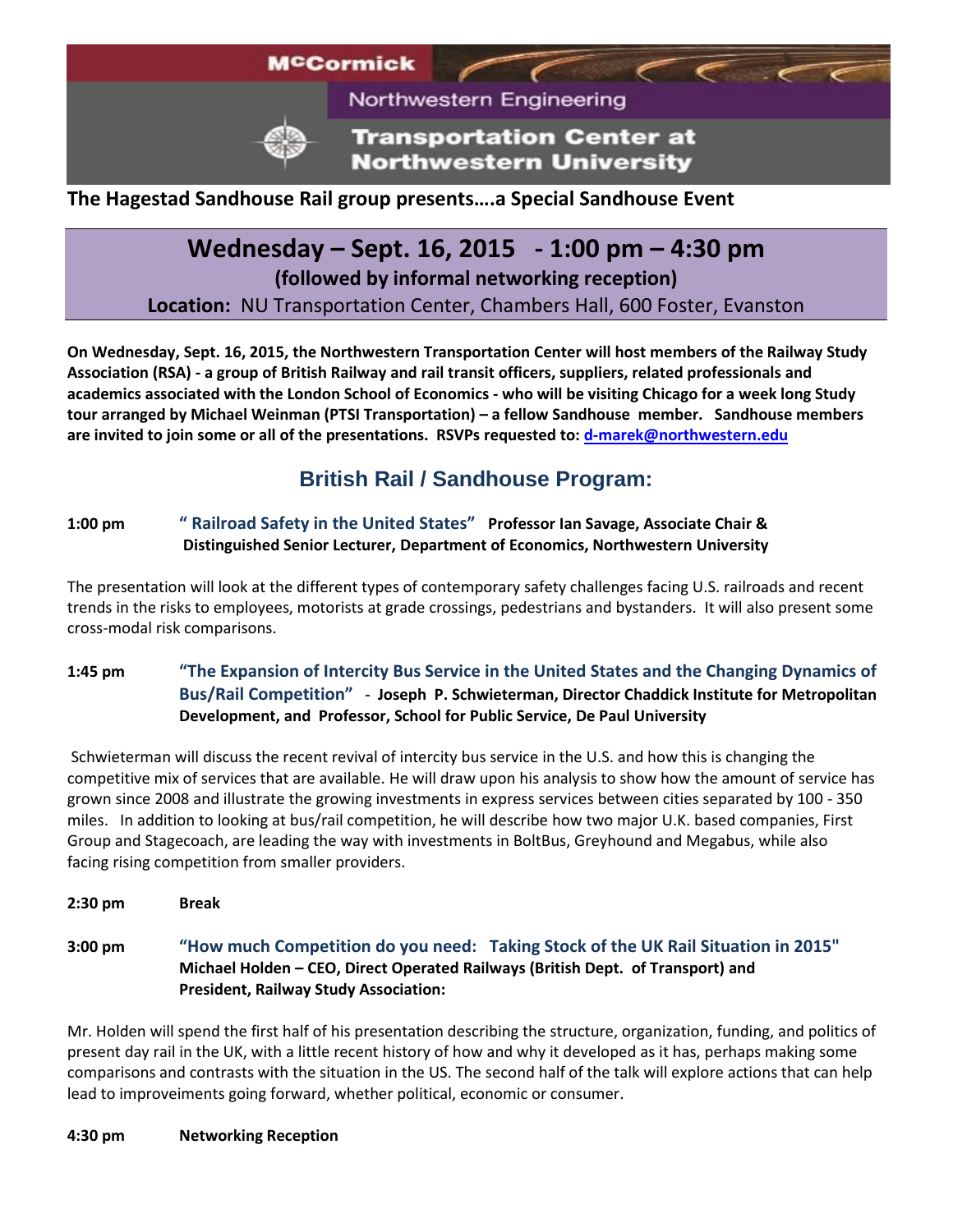McCormick

Northwestern Engineering

**Transportation Center at Northwestern University**

**The Hagestad Sandhouse Rail group presents….a Special Sandhouse Event**

## Wednesday – Sept. 16, 2015 - 1:00 pm – 4:30 pm

**(followed by informal networking reception)**

**Location:** NU Transportation Center, Chambers Hall, 600 Foster, Evanston

**On Wednesday, Sept. 16, 2015, the Northwestern Transportation Center will host members of the Railway Study Association (RSA) - a group of British Railway and rail transit officers, suppliers, related professionals and academics associated with the London School of Economics - who will be visiting Chicago for a week long Study tour arranged by Michael Weinman (PTSI Transportation) – a fellow Sandhouse member. Sandhouse members are invited to join some or all of the presentations. RSVPs requested to: [d-marek@northwestern.edu](mailto:d-marek@northwestern.edu)**

## British Rail / Sandhouse Program:

**1:00 pm** **" Railroad Safety in the United States" Professor Ian Savage, Associate Chair & Distinguished Senior Lecturer, Department of Economics, Northwestern University**

The presentation will look at the different types of contemporary safety challenges facing U.S. railroads and recent trends in the risks to employees, motorists at grade crossings, pedestrians and bystanders. It will also present some cross-modal risk comparisons.

**1:45 pm** **"The Expansion of Intercity Bus Service in the United States and the Changing Dynamics of Bus/Rail Competition" - Joseph P. Schwieterman, Director Chaddick Institute for Metropolitan Development, and Professor, School for Public Service, De Paul University**

Schwieterman will discuss the recent revival of intercity bus service in the U.S. and how this is changing the competitive mix of services that are available. He will draw upon his analysis to show how the amount of service has grown since 2008 and illustrate the growing investments in express services between cities separated by 100 - 350 miles. In addition to looking at bus/rail competition, he will describe how two major U.K. based companies, First Group and Stagecoach, are leading the way with investments in BoltBus, Greyhound and Megabus, while also facing rising competition from smaller providers.

**2:30 pm** **Break**

**3:00 pm** **"How much Competition do you need: Taking Stock of the UK Rail Situation in 2015" Michael Holden – CEO, Direct Operated Railways (British Dept. of Transport) and President, Railway Study Association:**

Mr. Holden will spend the first half of his presentation describing the structure, organization, funding, and politics of present day rail in the UK, with a little recent history of how and why it developed as it has, perhaps making some comparisons and contrasts with the situation in the US. The second half of the talk will explore actions that can help lead to improveiments going forward, whether political, economic or consumer.

**4:30 pm** **Networking Reception**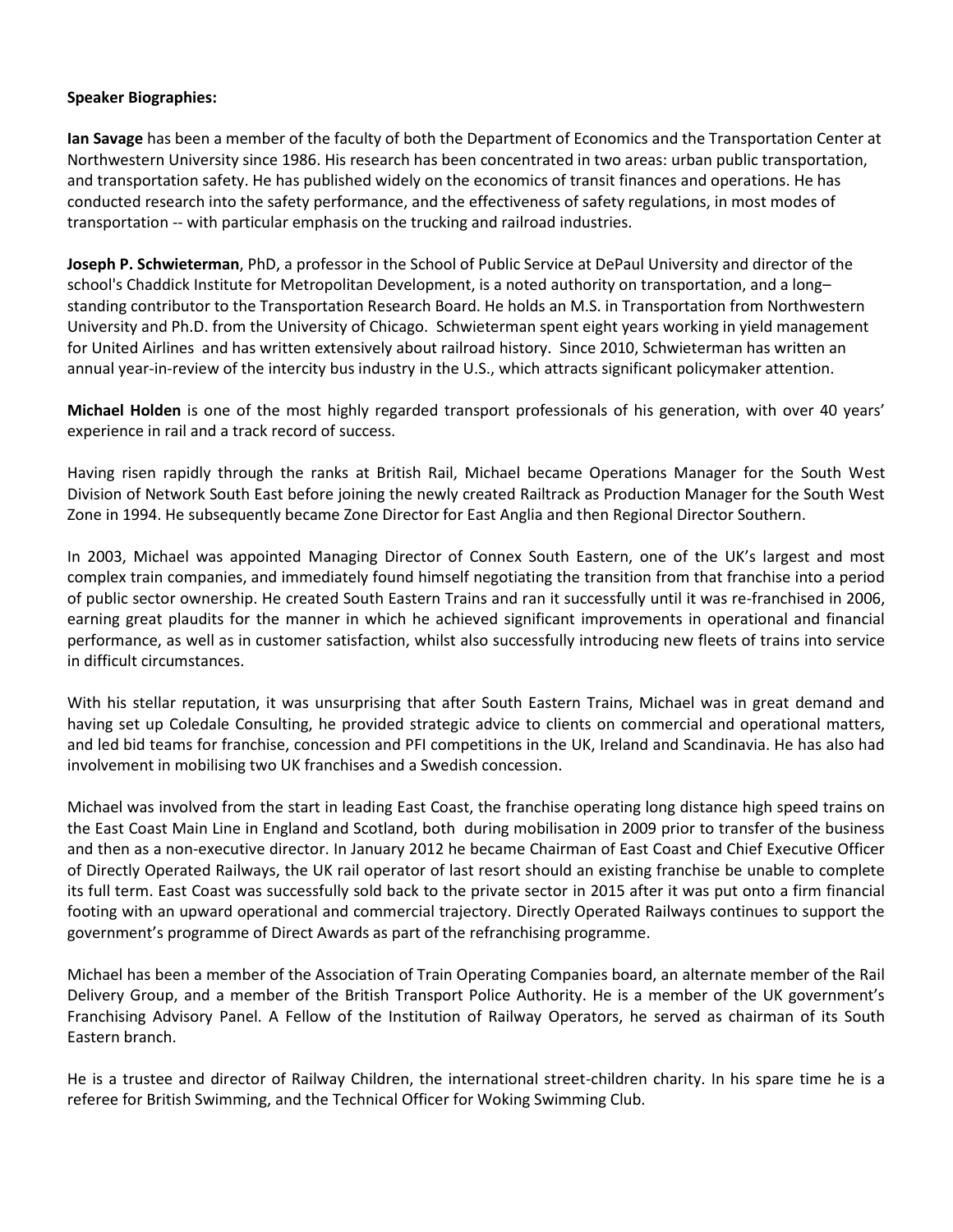**Speaker Biographies:**

**Ian Savage** has been a member of the faculty of both the Department of Economics and the Transportation Center at Northwestern University since 1986. His research has been concentrated in two areas: urban public transportation, and transportation safety. He has published widely on the economics of transit finances and operations. He has conducted research into the safety performance, and the effectiveness of safety regulations, in most modes of transportation -- with particular emphasis on the trucking and railroad industries.

**Joseph P. Schwieterman**, PhD, a professor in the School of Public Service at DePaul University and director of the school's Chaddick Institute for Metropolitan Development, is a noted authority on transportation, and a long–standing contributor to the Transportation Research Board. He holds an M.S. in Transportation from Northwestern University and Ph.D. from the University of Chicago. Schwieterman spent eight years working in yield management for United Airlines and has written extensively about railroad history. Since 2010, Schwieterman has written an annual year-in-review of the intercity bus industry in the U.S., which attracts significant policymaker attention.

**Michael Holden** is one of the most highly regarded transport professionals of his generation, with over 40 years' experience in rail and a track record of success.

Having risen rapidly through the ranks at British Rail, Michael became Operations Manager for the South West Division of Network South East before joining the newly created Railtrack as Production Manager for the South West Zone in 1994. He subsequently became Zone Director for East Anglia and then Regional Director Southern.

In 2003, Michael was appointed Managing Director of Connex South Eastern, one of the UK's largest and most complex train companies, and immediately found himself negotiating the transition from that franchise into a period of public sector ownership. He created South Eastern Trains and ran it successfully until it was re-franchised in 2006, earning great plaudits for the manner in which he achieved significant improvements in operational and financial performance, as well as in customer satisfaction, whilst also successfully introducing new fleets of trains into service in difficult circumstances.

With his stellar reputation, it was unsurprising that after South Eastern Trains, Michael was in great demand and having set up Coledale Consulting, he provided strategic advice to clients on commercial and operational matters, and led bid teams for franchise, concession and PFI competitions in the UK, Ireland and Scandinavia. He has also had involvement in mobilising two UK franchises and a Swedish concession.

Michael was involved from the start in leading East Coast, the franchise operating long distance high speed trains on the East Coast Main Line in England and Scotland, both during mobilisation in 2009 prior to transfer of the business and then as a non-executive director. In January 2012 he became Chairman of East Coast and Chief Executive Officer of Directly Operated Railways, the UK rail operator of last resort should an existing franchise be unable to complete its full term. East Coast was successfully sold back to the private sector in 2015 after it was put onto a firm financial footing with an upward operational and commercial trajectory. Directly Operated Railways continues to support the government's programme of Direct Awards as part of the refranchising programme.

Michael has been a member of the Association of Train Operating Companies board, an alternate member of the Rail Delivery Group, and a member of the British Transport Police Authority. He is a member of the UK government's Franchising Advisory Panel. A Fellow of the Institution of Railway Operators, he served as chairman of its South Eastern branch.

He is a trustee and director of Railway Children, the international street-children charity. In his spare time he is a referee for British Swimming, and the Technical Officer for Woking Swimming Club.